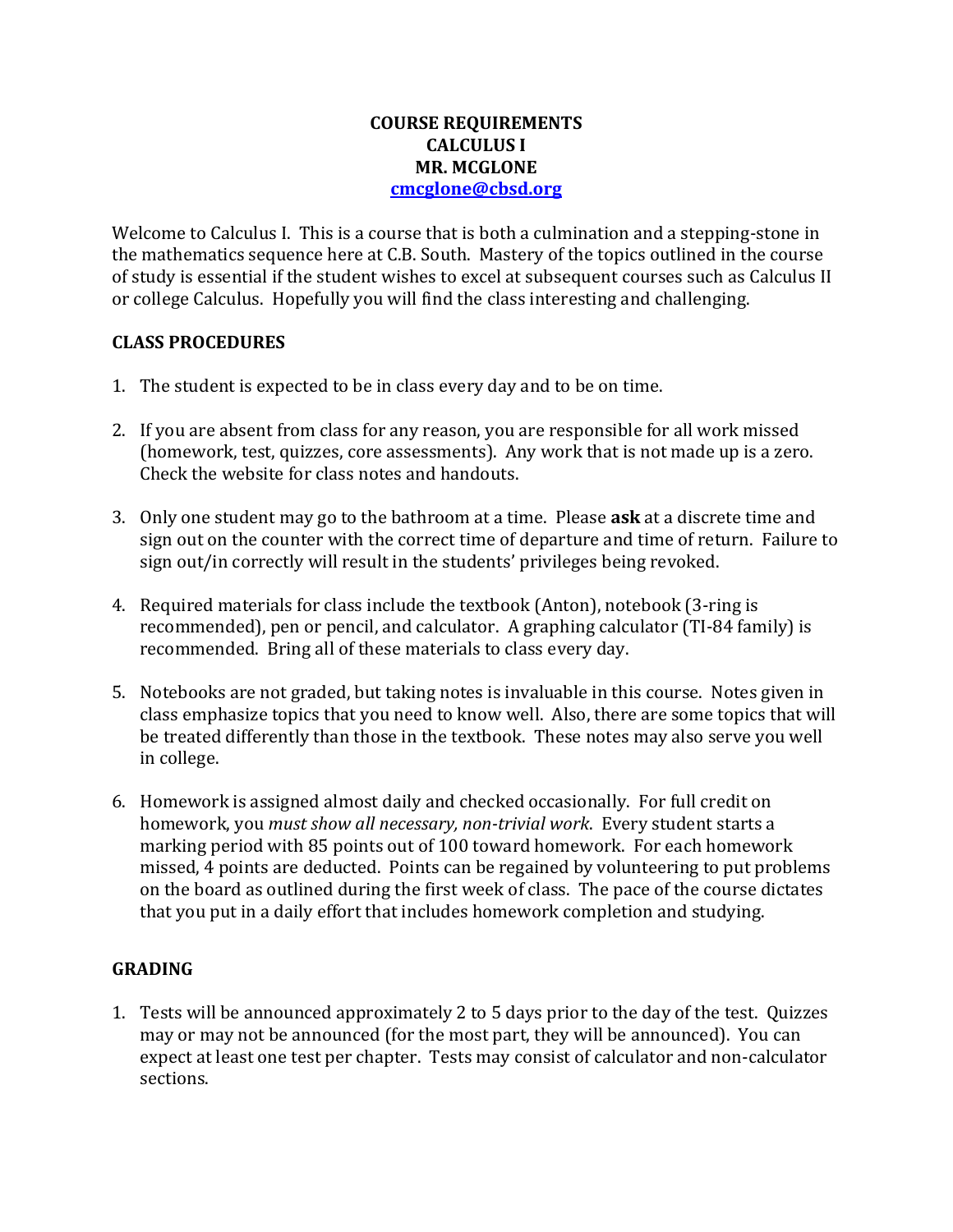**COURSE REQUIREMENTS**
**CALCULUS I**
**MR. MCGLONE**
**cmcglone@cbsd.org**

Welcome to Calculus I. This is a course that is both a culmination and a stepping-stone in the mathematics sequence here at C.B. South. Mastery of the topics outlined in the course of study is essential if the student wishes to excel at subsequent courses such as Calculus II or college Calculus. Hopefully you will find the class interesting and challenging.

## CLASS PROCEDURES

1. The student is expected to be in class every day and to be on time.

2. If you are absent from class for any reason, you are responsible for all work missed (homework, test, quizzes, core assessments). Any work that is not made up is a zero. Check the website for class notes and handouts.

3. Only one student may go to the bathroom at a time. Please **ask** at a discrete time and sign out on the counter with the correct time of departure and time of return. Failure to sign out/in correctly will result in the students' privileges being revoked.

4. Required materials for class include the textbook (Anton), notebook (3-ring is recommended), pen or pencil, and calculator. A graphing calculator (TI-84 family) is recommended. Bring all of these materials to class every day.

5. Notebooks are not graded, but taking notes is invaluable in this course. Notes given in class emphasize topics that you need to know well. Also, there are some topics that will be treated differently than those in the textbook. These notes may also serve you well in college.

6. Homework is assigned almost daily and checked occasionally. For full credit on homework, you *must show all necessary, non-trivial work*. Every student starts a marking period with 85 points out of 100 toward homework. For each homework missed, 4 points are deducted. Points can be regained by volunteering to put problems on the board as outlined during the first week of class. The pace of the course dictates that you put in a daily effort that includes homework completion and studying.

## GRADING

1. Tests will be announced approximately 2 to 5 days prior to the day of the test. Quizzes may or may not be announced (for the most part, they will be announced). You can expect at least one test per chapter. Tests may consist of calculator and non-calculator sections.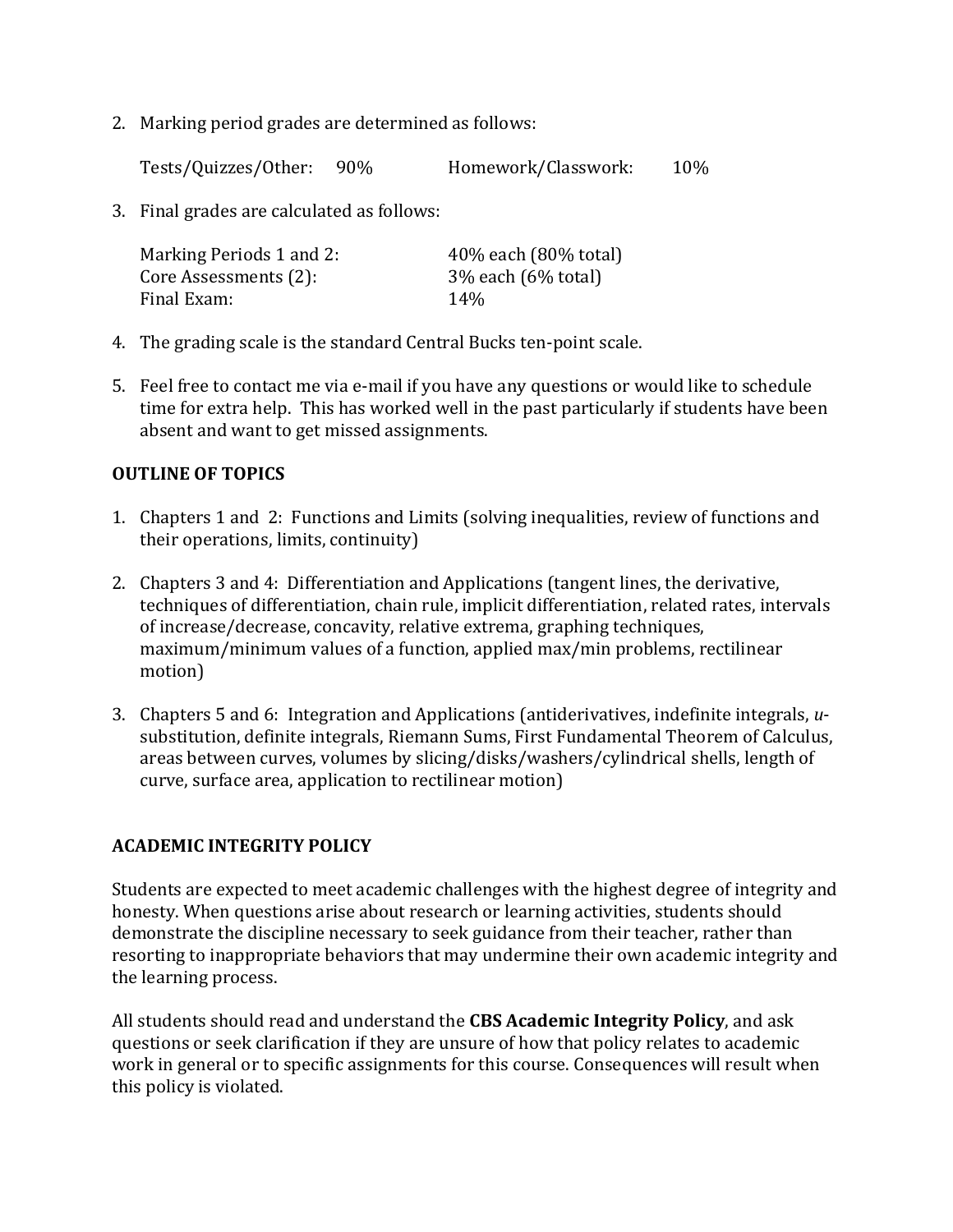2. Marking period grades are determined as follows:

   Tests/Quizzes/Other: 90%  Homework/Classwork: 10%

3. Final grades are calculated as follows:

   | | |
   |---|---|
   | Marking Periods 1 and 2: | 40% each (80% total) |
   | Core Assessments (2): | 3% each (6% total) |
   | Final Exam: | 14% |

4. The grading scale is the standard Central Bucks ten-point scale.

5. Feel free to contact me via e-mail if you have any questions or would like to schedule time for extra help. This has worked well in the past particularly if students have been absent and want to get missed assignments.

**OUTLINE OF TOPICS**

1. Chapters 1 and 2: Functions and Limits (solving inequalities, review of functions and their operations, limits, continuity)

2. Chapters 3 and 4: Differentiation and Applications (tangent lines, the derivative, techniques of differentiation, chain rule, implicit differentiation, related rates, intervals of increase/decrease, concavity, relative extrema, graphing techniques, maximum/minimum values of a function, applied max/min problems, rectilinear motion)

3. Chapters 5 and 6: Integration and Applications (antiderivatives, indefinite integrals, *u*-substitution, definite integrals, Riemann Sums, First Fundamental Theorem of Calculus, areas between curves, volumes by slicing/disks/washers/cylindrical shells, length of curve, surface area, application to rectilinear motion)

**ACADEMIC INTEGRITY POLICY**

Students are expected to meet academic challenges with the highest degree of integrity and honesty. When questions arise about research or learning activities, students should demonstrate the discipline necessary to seek guidance from their teacher, rather than resorting to inappropriate behaviors that may undermine their own academic integrity and the learning process.

All students should read and understand the **CBS Academic Integrity Policy**, and ask questions or seek clarification if they are unsure of how that policy relates to academic work in general or to specific assignments for this course. Consequences will result when this policy is violated.